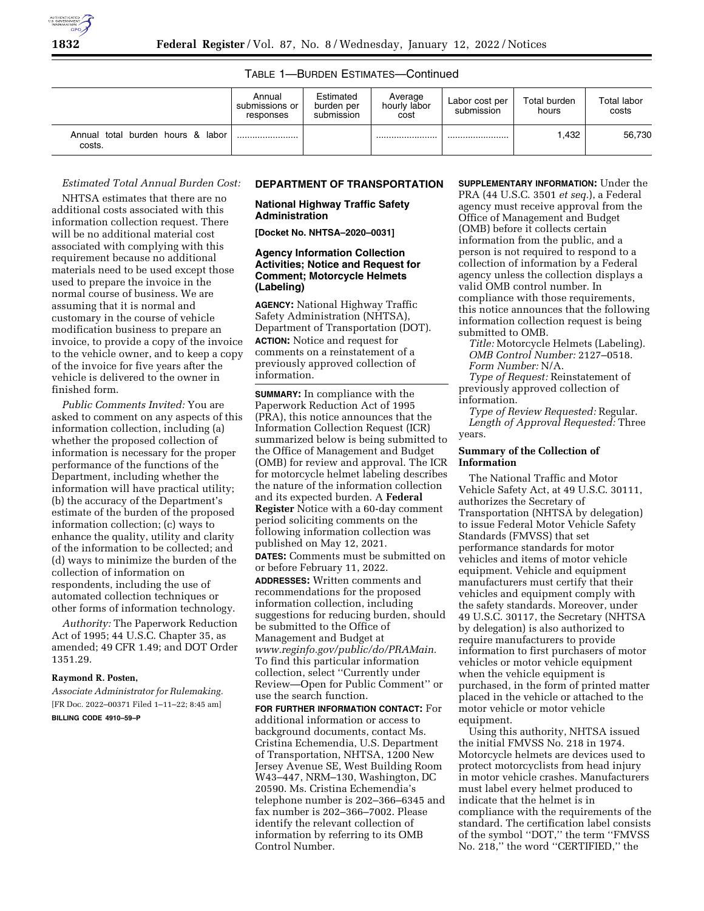TABLE 1—BURDEN ESTIMATES—Continued

| | Annual submissions or responses | Estimated burden per submission | Average hourly labor cost | Labor cost per submission | Total burden hours | Total labor costs |
|---|---|---|---|---|---|---|
| Annual total burden hours & labor costs. | ........................ | | ........................ | ........................ | 1,432 | 56,730 |

*Estimated Total Annual Burden Cost:*

NHTSA estimates that there are no additional costs associated with this information collection request. There will be no additional material cost associated with complying with this requirement because no additional materials need to be used except those used to prepare the invoice in the normal course of business. We are assuming that it is normal and customary in the course of vehicle modification business to prepare an invoice, to provide a copy of the invoice to the vehicle owner, and to keep a copy of the invoice for five years after the vehicle is delivered to the owner in finished form.

*Public Comments Invited:* You are asked to comment on any aspects of this information collection, including (a) whether the proposed collection of information is necessary for the proper performance of the functions of the Department, including whether the information will have practical utility; (b) the accuracy of the Department's estimate of the burden of the proposed information collection; (c) ways to enhance the quality, utility and clarity of the information to be collected; and (d) ways to minimize the burden of the collection of information on respondents, including the use of automated collection techniques or other forms of information technology.

*Authority:* The Paperwork Reduction Act of 1995; 44 U.S.C. Chapter 35, as amended; 49 CFR 1.49; and DOT Order 1351.29.

**Raymond R. Posten,**

*Associate Administrator for Rulemaking.*

[FR Doc. 2022–00371 Filed 1–11–22; 8:45 am]

**BILLING CODE 4910–59–P**

## DEPARTMENT OF TRANSPORTATION

### National Highway Traffic Safety Administration

**[Docket No. NHTSA–2020–0031]**

### Agency Information Collection Activities; Notice and Request for Comment; Motorcycle Helmets (Labeling)

**AGENCY:** National Highway Traffic Safety Administration (NHTSA), Department of Transportation (DOT).

**ACTION:** Notice and request for comments on a reinstatement of a previously approved collection of information.

**SUMMARY:** In compliance with the Paperwork Reduction Act of 1995 (PRA), this notice announces that the Information Collection Request (ICR) summarized below is being submitted to the Office of Management and Budget (OMB) for review and approval. The ICR for motorcycle helmet labeling describes the nature of the information collection and its expected burden. A **Federal Register** Notice with a 60-day comment period soliciting comments on the following information collection was published on May 12, 2021.

**DATES:** Comments must be submitted on or before February 11, 2022.

**ADDRESSES:** Written comments and recommendations for the proposed information collection, including suggestions for reducing burden, should be submitted to the Office of Management and Budget at *www.reginfo.gov/public/do/PRAMain.* To find this particular information collection, select ''Currently under Review—Open for Public Comment'' or use the search function.

**FOR FURTHER INFORMATION CONTACT:** For additional information or access to background documents, contact Ms. Cristina Echemendia, U.S. Department of Transportation, NHTSA, 1200 New Jersey Avenue SE, West Building Room W43–447, NRM–130, Washington, DC 20590. Ms. Cristina Echemendia's telephone number is 202–366–6345 and fax number is 202–366–7002. Please identify the relevant collection of information by referring to its OMB Control Number.

**SUPPLEMENTARY INFORMATION:** Under the PRA (44 U.S.C. 3501 *et seq.*), a Federal agency must receive approval from the Office of Management and Budget (OMB) before it collects certain information from the public, and a person is not required to respond to a collection of information by a Federal agency unless the collection displays a valid OMB control number. In compliance with those requirements, this notice announces that the following information collection request is being submitted to OMB.

*Title:* Motorcycle Helmets (Labeling).

*OMB Control Number:* 2127–0518.

*Form Number:* N/A.

*Type of Request:* Reinstatement of previously approved collection of information.

*Type of Review Requested:* Regular.

*Length of Approval Requested:* Three years.

### Summary of the Collection of Information

The National Traffic and Motor Vehicle Safety Act, at 49 U.S.C. 30111, authorizes the Secretary of Transportation (NHTSA by delegation) to issue Federal Motor Vehicle Safety Standards (FMVSS) that set performance standards for motor vehicles and items of motor vehicle equipment. Vehicle and equipment manufacturers must certify that their vehicles and equipment comply with the safety standards. Moreover, under 49 U.S.C. 30117, the Secretary (NHTSA by delegation) is also authorized to require manufacturers to provide information to first purchasers of motor vehicles or motor vehicle equipment when the vehicle equipment is purchased, in the form of printed matter placed in the vehicle or attached to the motor vehicle or motor vehicle equipment.

Using this authority, NHTSA issued the initial FMVSS No. 218 in 1974. Motorcycle helmets are devices used to protect motorcyclists from head injury in motor vehicle crashes. Manufacturers must label every helmet produced to indicate that the helmet is in compliance with the requirements of the standard. The certification label consists of the symbol ''DOT,'' the term ''FMVSS No. 218,'' the word ''CERTIFIED,'' the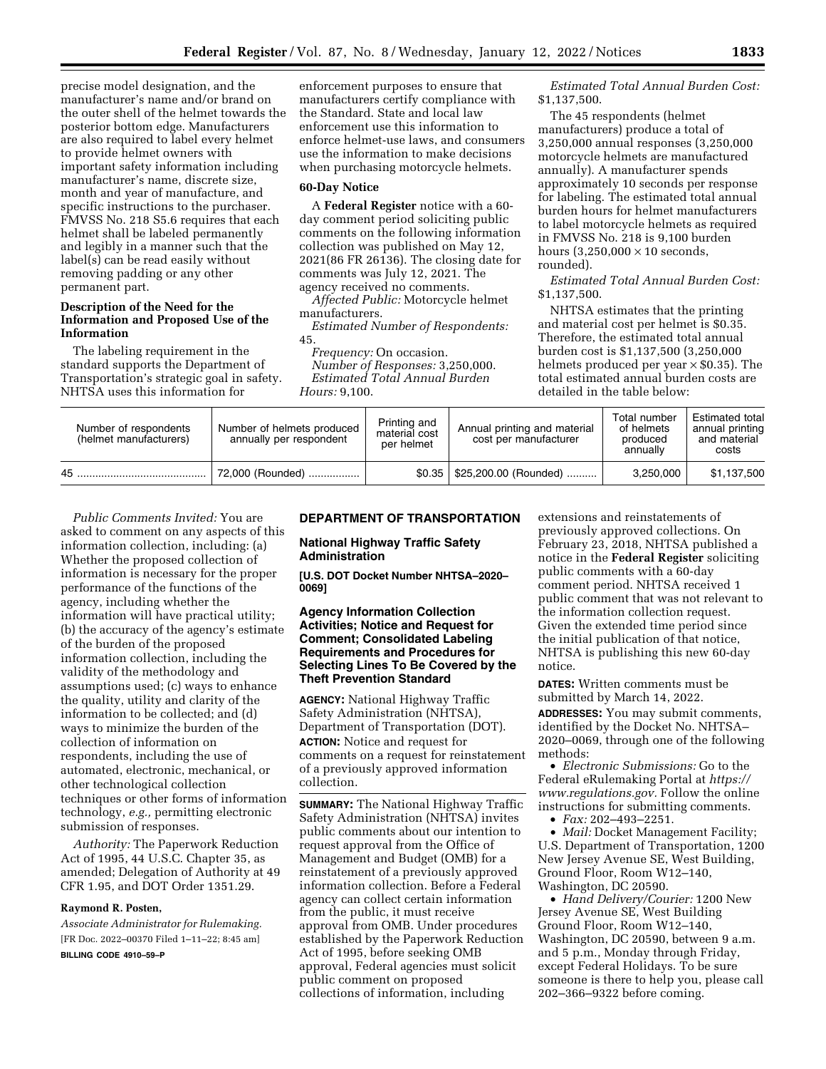precise model designation, and the manufacturer's name and/or brand on the outer shell of the helmet towards the posterior bottom edge. Manufacturers are also required to label every helmet to provide helmet owners with important safety information including manufacturer's name, discrete size, month and year of manufacture, and specific instructions to the purchaser. FMVSS No. 218 S5.6 requires that each helmet shall be labeled permanently and legibly in a manner such that the label(s) can be read easily without removing padding or any other permanent part.

**Description of the Need for the Information and Proposed Use of the Information**

The labeling requirement in the standard supports the Department of Transportation's strategic goal in safety. NHTSA uses this information for enforcement purposes to ensure that manufacturers certify compliance with the Standard. State and local law enforcement use this information to enforce helmet-use laws, and consumers use the information to make decisions when purchasing motorcycle helmets.

**60-Day Notice**

A **Federal Register** notice with a 60-day comment period soliciting public comments on the following information collection was published on May 12, 2021(86 FR 26136). The closing date for comments was July 12, 2021. The agency received no comments.

*Affected Public:* Motorcycle helmet manufacturers.

*Estimated Number of Respondents:* 45.

*Frequency:* On occasion.

*Number of Responses:* 3,250,000.

*Estimated Total Annual Burden Hours:* 9,100.

*Estimated Total Annual Burden Cost:* $1,137,500.

The 45 respondents (helmet manufacturers) produce a total of 3,250,000 annual responses (3,250,000 motorcycle helmets are manufactured annually). A manufacturer spends approximately 10 seconds per response for labeling. The estimated total annual burden hours for helmet manufacturers to label motorcycle helmets as required in FMVSS No. 218 is 9,100 burden hours (3,250,000 × 10 seconds, rounded).

*Estimated Total Annual Burden Cost:* $1,137,500.

NHTSA estimates that the printing and material cost per helmet is $0.35. Therefore, the estimated total annual burden cost is $1,137,500 (3,250,000 helmets produced per year × $0.35). The total estimated annual burden costs are detailed in the table below:

| Number of respondents (helmet manufacturers) | Number of helmets produced annually per respondent | Printing and material cost per helmet | Annual printing and material cost per manufacturer | Total number of helmets produced annually | Estimated total annual printing and material costs |
|---|---|---|---|---|---|
| 45 | 72,000 (Rounded) | $0.35 | $25,200.00 (Rounded) | 3,250,000 | $1,137,500 |

*Public Comments Invited:* You are asked to comment on any aspects of this information collection, including: (a) Whether the proposed collection of information is necessary for the proper performance of the functions of the agency, including whether the information will have practical utility; (b) the accuracy of the agency's estimate of the burden of the proposed information collection, including the validity of the methodology and assumptions used; (c) ways to enhance the quality, utility and clarity of the information to be collected; and (d) ways to minimize the burden of the collection of information on respondents, including the use of automated, electronic, mechanical, or other technological collection techniques or other forms of information technology, *e.g.,* permitting electronic submission of responses.

*Authority:* The Paperwork Reduction Act of 1995, 44 U.S.C. Chapter 35, as amended; Delegation of Authority at 49 CFR 1.95, and DOT Order 1351.29.

**Raymond R. Posten,**

*Associate Administrator for Rulemaking.*

[FR Doc. 2022–00370 Filed 1–11–22; 8:45 am]

**BILLING CODE 4910–59–P**

## DEPARTMENT OF TRANSPORTATION

### National Highway Traffic Safety Administration

**[U.S. DOT Docket Number NHTSA–2020–0069]**

### Agency Information Collection Activities; Notice and Request for Comment; Consolidated Labeling Requirements and Procedures for Selecting Lines To Be Covered by the Theft Prevention Standard

**AGENCY:** National Highway Traffic Safety Administration (NHTSA), Department of Transportation (DOT).

**ACTION:** Notice and request for comments on a request for reinstatement of a previously approved information collection.

**SUMMARY:** The National Highway Traffic Safety Administration (NHTSA) invites public comments about our intention to request approval from the Office of Management and Budget (OMB) for a reinstatement of a previously approved information collection. Before a Federal agency can collect certain information from the public, it must receive approval from OMB. Under procedures established by the Paperwork Reduction Act of 1995, before seeking OMB approval, Federal agencies must solicit public comment on proposed collections of information, including extensions and reinstatements of previously approved collections. On February 23, 2018, NHTSA published a notice in the **Federal Register** soliciting public comments with a 60-day comment period. NHTSA received 1 public comment that was not relevant to the information collection request. Given the extended time period since the initial publication of that notice, NHTSA is publishing this new 60-day notice.

**DATES:** Written comments must be submitted by March 14, 2022.

**ADDRESSES:** You may submit comments, identified by the Docket No. NHTSA–2020–0069, through one of the following methods:

- *Electronic Submissions:* Go to the Federal eRulemaking Portal at *https://www.regulations.gov.* Follow the online instructions for submitting comments.
- *Fax:* 202–493–2251.
- *Mail:* Docket Management Facility; U.S. Department of Transportation, 1200 New Jersey Avenue SE, West Building, Ground Floor, Room W12–140, Washington, DC 20590.
- *Hand Delivery/Courier:* 1200 New Jersey Avenue SE, West Building Ground Floor, Room W12–140, Washington, DC 20590, between 9 a.m. and 5 p.m., Monday through Friday, except Federal Holidays. To be sure someone is there to help you, please call 202–366–9322 before coming.